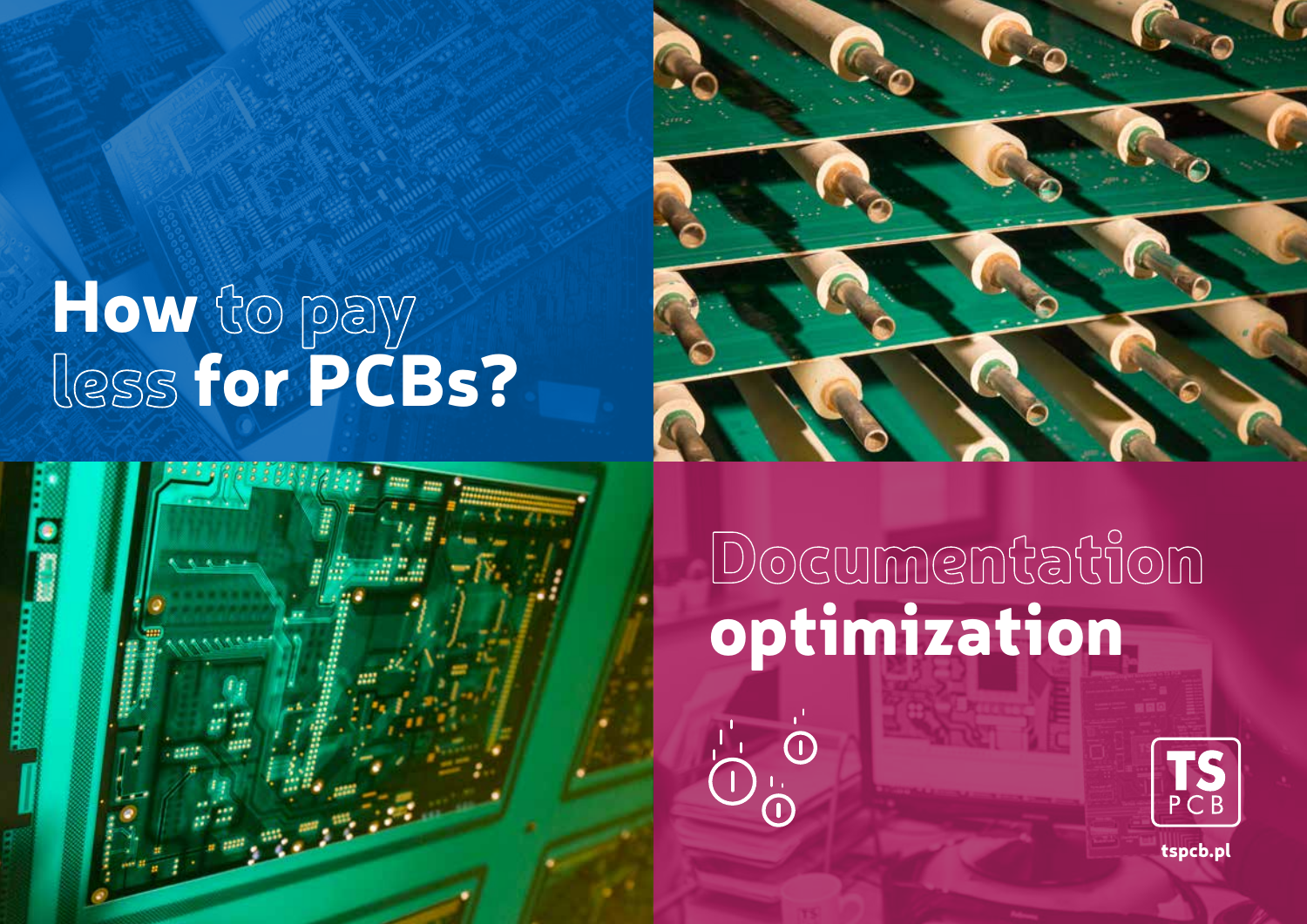# How to pay less for PCBs?

## Documentation optimization

TS PCB

tspcb.pl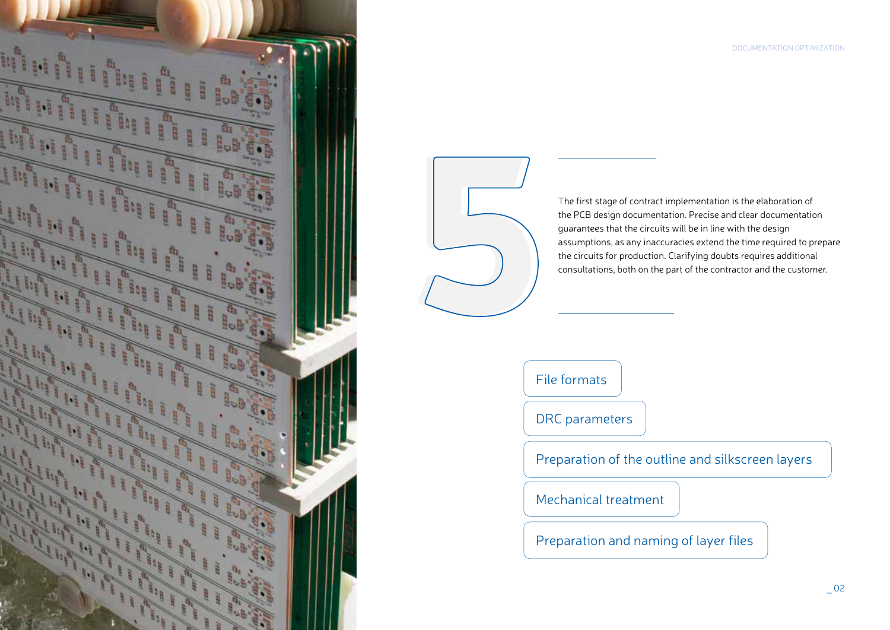# 5

The first stage of contract implementation is the elaboration of the PCB design documentation. Precise and clear documentation guarantees that the circuits will be in line with the design assumptions, as any inaccuracies extend the time required to prepare the circuits for production. Clarifying doubts requires additional consultations, both on the part of the contractor and the customer.

- File formats
- DRC parameters
- Preparation of the outline and silkscreen layers
- Mechanical treatment
- Preparation and naming of layer files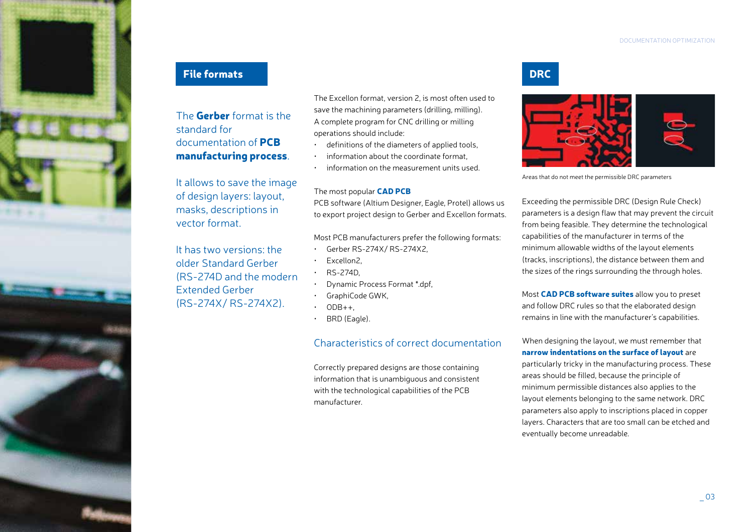## File formats

The **Gerber** format is the standard for documentation of **PCB manufacturing process**.

It allows to save the image of design layers: layout, masks, descriptions in vector format.

It has two versions: the older Standard Gerber (RS-274D and the modern Extended Gerber (RS-274X/ RS-274X2).

The Excellon format, version 2, is most often used to save the machining parameters (drilling, milling). A complete program for CNC drilling or milling operations should include:

- definitions of the diameters of applied tools,
- information about the coordinate format,
- information on the measurement units used.

The most popular **CAD PCB** PCB software (Altium Designer, Eagle, Protel) allows us to export project design to Gerber and Excellon formats.

Most PCB manufacturers prefer the following formats:

- Gerber RS-274X/ RS-274X2,
- Excellon2,
- RS-274D,
- Dynamic Process Format *.dpf,
- GraphiCode GWK,
- ODB++,
- BRD (Eagle).

### Characteristics of correct documentation

Correctly prepared designs are those containing information that is unambiguous and consistent with the technological capabilities of the PCB manufacturer.

## DRC

Areas that do not meet the permissible DRC parameters

Exceeding the permissible DRC (Design Rule Check) parameters is a design flaw that may prevent the circuit from being feasible. They determine the technological capabilities of the manufacturer in terms of the minimum allowable widths of the layout elements (tracks, inscriptions), the distance between them and the sizes of the rings surrounding the through holes.

Most **CAD PCB software suites** allow you to preset and follow DRC rules so that the elaborated design remains in line with the manufacturer's capabilities.

When designing the layout, we must remember that **narrow indentations on the surface of layout** are particularly tricky in the manufacturing process. These areas should be filled, because the principle of minimum permissible distances also applies to the layout elements belonging to the same network. DRC parameters also apply to inscriptions placed in copper layers. Characters that are too small can be etched and eventually become unreadable.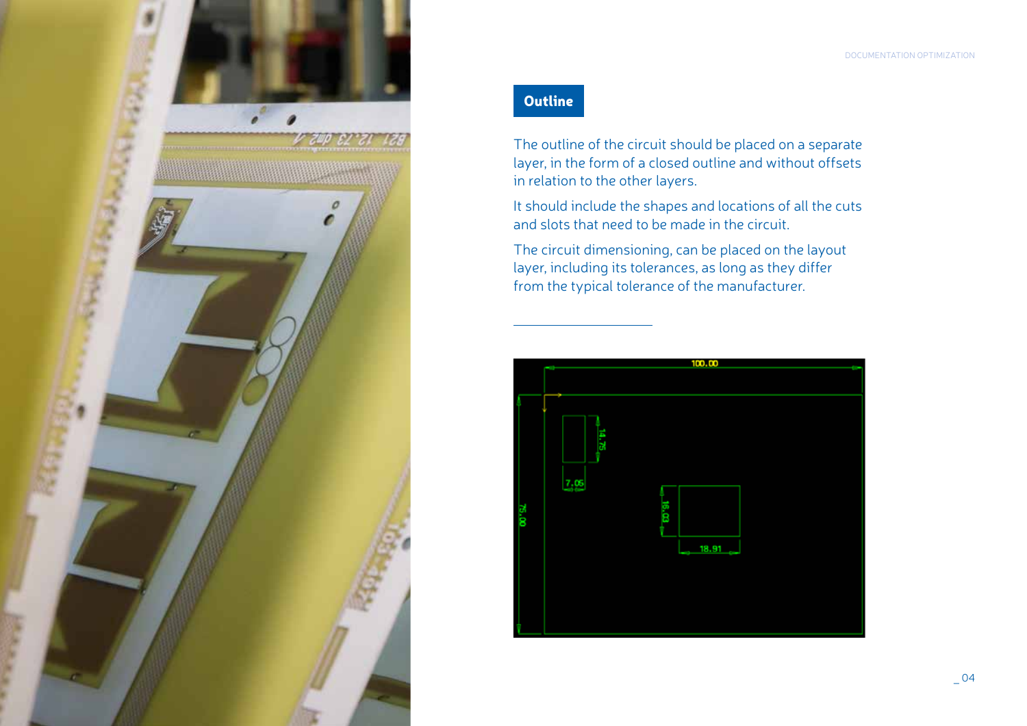## Outline

The outline of the circuit should be placed on a separate layer, in the form of a closed outline and without offsets in relation to the other layers.

It should include the shapes and locations of all the cuts and slots that need to be made in the circuit.

The circuit dimensioning, can be placed on the layout layer, including its tolerances, as long as they differ from the typical tolerance of the manufacturer.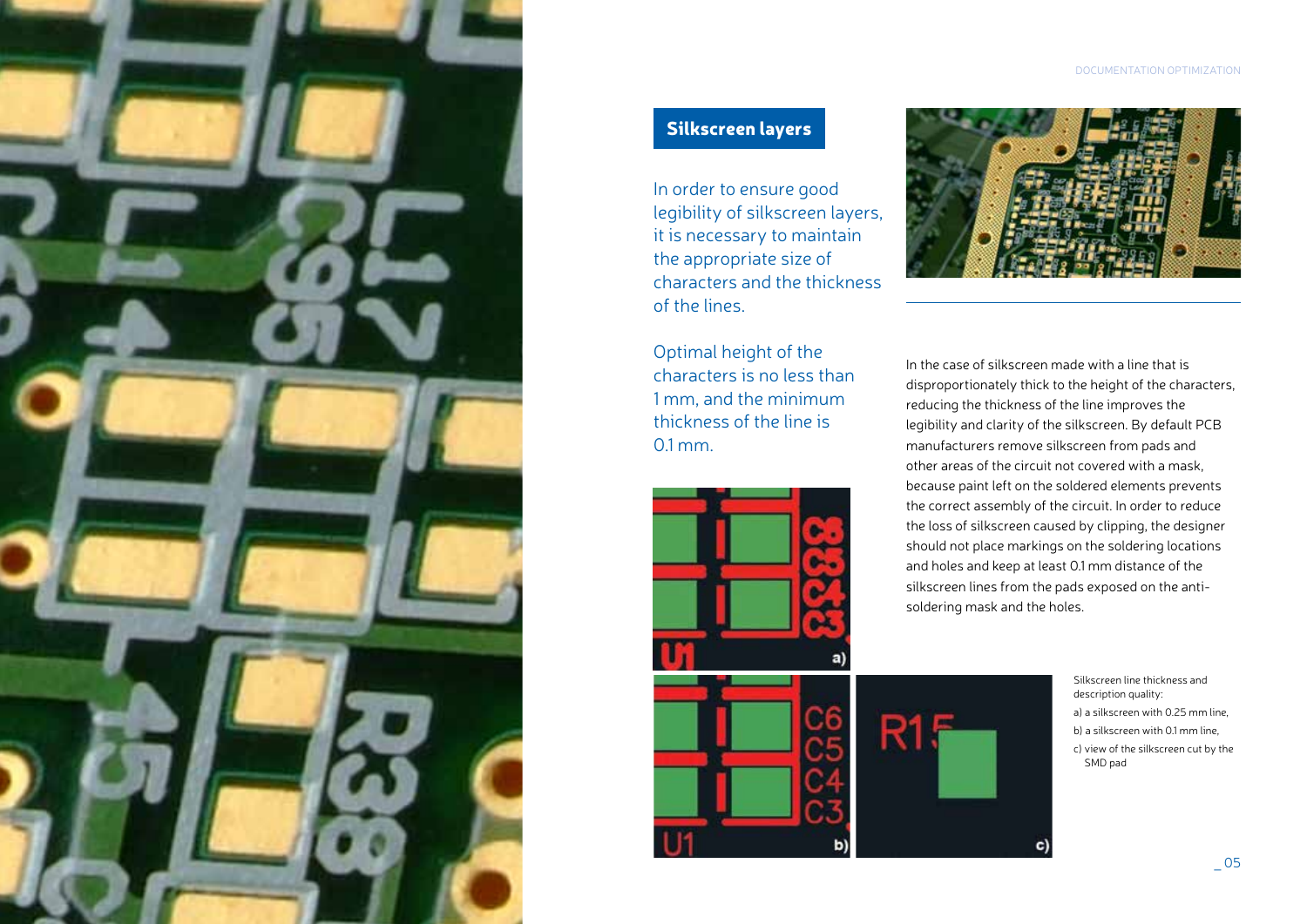## Silkscreen layers

In order to ensure good legibility of silkscreen layers, it is necessary to maintain the appropriate size of characters and the thickness of the lines.

Optimal height of the characters is no less than 1 mm, and the minimum thickness of the line is 0.1 mm.

In the case of silkscreen made with a line that is disproportionately thick to the height of the characters, reducing the thickness of the line improves the legibility and clarity of the silkscreen. By default PCB manufacturers remove silkscreen from pads and other areas of the circuit not covered with a mask, because paint left on the soldered elements prevents the correct assembly of the circuit. In order to reduce the loss of silkscreen caused by clipping, the designer should not place markings on the soldering locations and holes and keep at least 0.1 mm distance of the silkscreen lines from the pads exposed on the anti-soldering mask and the holes.

Silkscreen line thickness and description quality:
a) a silkscreen with 0.25 mm line,
b) a silkscreen with 0.1 mm line,
c) view of the silkscreen cut by the SMD pad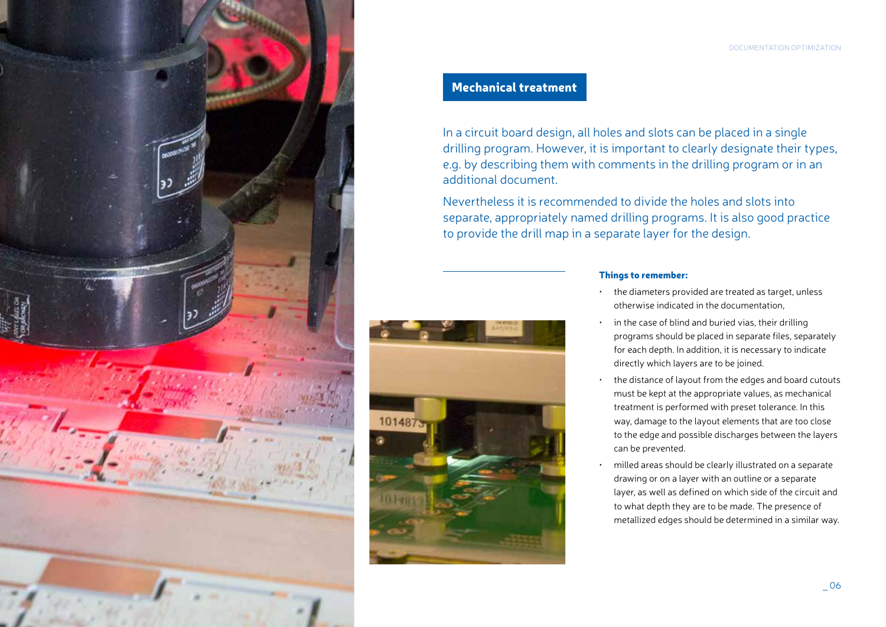## Mechanical treatment

In a circuit board design, all holes and slots can be placed in a single drilling program. However, it is important to clearly designate their types, e.g. by describing them with comments in the drilling program or in an additional document.

Nevertheless it is recommended to divide the holes and slots into separate, appropriately named drilling programs. It is also good practice to provide the drill map in a separate layer for the design.

**Things to remember:**

- the diameters provided are treated as target, unless otherwise indicated in the documentation,
- in the case of blind and buried vias, their drilling programs should be placed in separate files, separately for each depth. In addition, it is necessary to indicate directly which layers are to be joined.
- the distance of layout from the edges and board cutouts must be kept at the appropriate values, as mechanical treatment is performed with preset tolerance. In this way, damage to the layout elements that are too close to the edge and possible discharges between the layers can be prevented.
- milled areas should be clearly illustrated on a separate drawing or on a layer with an outline or a separate layer, as well as defined on which side of the circuit and to what depth they are to be made. The presence of metallized edges should be determined in a similar way.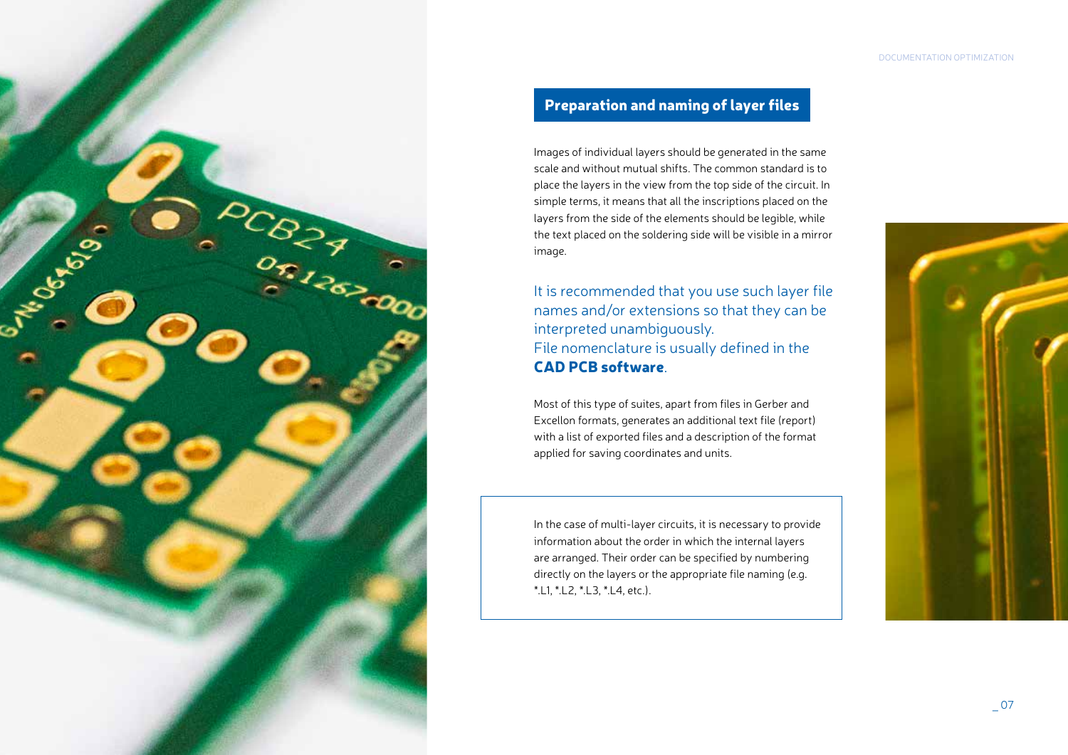## Preparation and naming of layer files

Images of individual layers should be generated in the same scale and without mutual shifts. The common standard is to place the layers in the view from the top side of the circuit. In simple terms, it means that all the inscriptions placed on the layers from the side of the elements should be legible, while the text placed on the soldering side will be visible in a mirror image.

It is recommended that you use such layer file names and/or extensions so that they can be interpreted unambiguously.
File nomenclature is usually defined in the **CAD PCB software**.

Most of this type of suites, apart from files in Gerber and Excellon formats, generates an additional text file (report) with a list of exported files and a description of the format applied for saving coordinates and units.

In the case of multi-layer circuits, it is necessary to provide information about the order in which the internal layers are arranged. Their order can be specified by numbering directly on the layers or the appropriate file naming (e.g. *.L1, *.L2, *.L3, *.L4, etc.).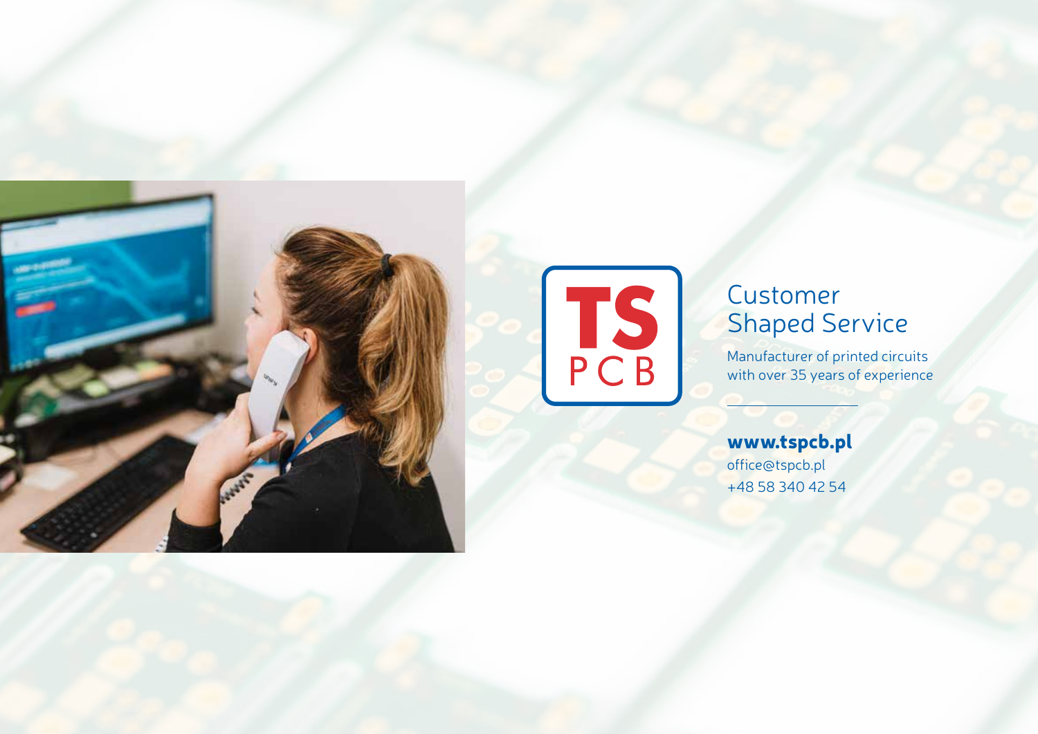TS PCB

# Customer Shaped Service

Manufacturer of printed circuits with over 35 years of experience

**www.tspcb.pl**

office@tspcb.pl

+48 58 340 42 54